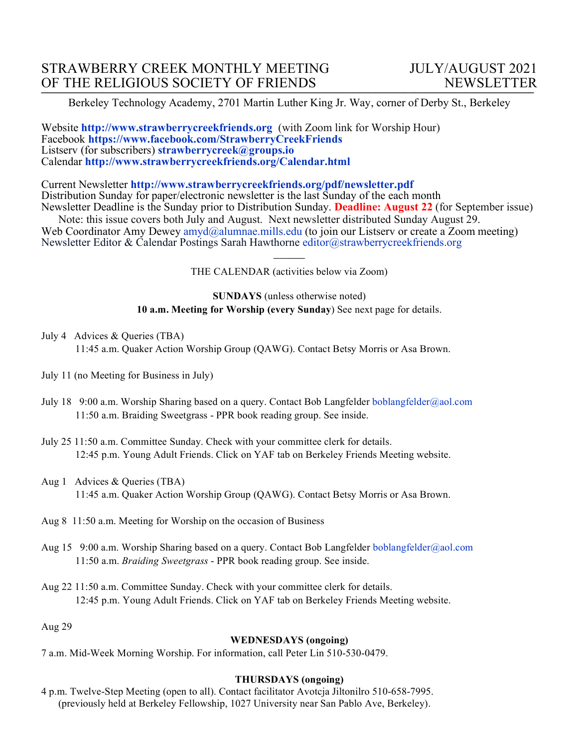# STRAWBERRY CREEK MONTHLY MEETING OF THE RELIGIOUS SOCIETY OF FRIENDS

## JULY/AUGUST 2021 NEWSLETTER

Berkeley Technology Academy, 2701 Martin Luther King Jr. Way, corner of Derby St., Berkeley

Website **http://www.strawberrycreekfriends.org** (with Zoom link for Worship Hour)
Facebook **https://www.facebook.com/StrawberryCreekFriends**
Listserv (for subscribers) **strawberrycreek@groups.io**
Calendar **http://www.strawberrycreekfriends.org/Calendar.html**

Current Newsletter **http://www.strawberrycreekfriends.org/pdf/newsletter.pdf**
Distribution Sunday for paper/electronic newsletter is the last Sunday of the each month
Newsletter Deadline is the Sunday prior to Distribution Sunday. **Deadline: August 22** (for September issue)
Note: this issue covers both July and August. Next newsletter distributed Sunday August 29.
Web Coordinator Amy Dewey amyd@alumnae.mills.edu (to join our Listserv or create a Zoom meeting)
Newsletter Editor & Calendar Postings Sarah Hawthorne editor@strawberrycreekfriends.org

---

THE CALENDAR (activities below via Zoom)

**SUNDAYS** (unless otherwise noted)
**10 a.m. Meeting for Worship (every Sunday**) See next page for details.

July 4 Advices & Queries (TBA)
11:45 a.m. Quaker Action Worship Group (QAWG). Contact Betsy Morris or Asa Brown.

July 11 (no Meeting for Business in July)

July 18 9:00 a.m. Worship Sharing based on a query. Contact Bob Langfelder boblangfelder@aol.com
11:50 a.m. Braiding Sweetgrass - PPR book reading group. See inside.

July 25 11:50 a.m. Committee Sunday. Check with your committee clerk for details.
12:45 p.m. Young Adult Friends. Click on YAF tab on Berkeley Friends Meeting website.

Aug 1 Advices & Queries (TBA)
11:45 a.m. Quaker Action Worship Group (QAWG). Contact Betsy Morris or Asa Brown.

Aug 8 11:50 a.m. Meeting for Worship on the occasion of Business

Aug 15 9:00 a.m. Worship Sharing based on a query. Contact Bob Langfelder boblangfelder@aol.com
11:50 a.m. *Braiding Sweetgrass* - PPR book reading group. See inside.

Aug 22 11:50 a.m. Committee Sunday. Check with your committee clerk for details.
12:45 p.m. Young Adult Friends. Click on YAF tab on Berkeley Friends Meeting website.

Aug 29

**WEDNESDAYS (ongoing)**

7 a.m. Mid-Week Morning Worship. For information, call Peter Lin 510-530-0479.

**THURSDAYS (ongoing)**

4 p.m. Twelve-Step Meeting (open to all). Contact facilitator Avotcja Jiltonilro 510-658-7995.
(previously held at Berkeley Fellowship, 1027 University near San Pablo Ave, Berkeley).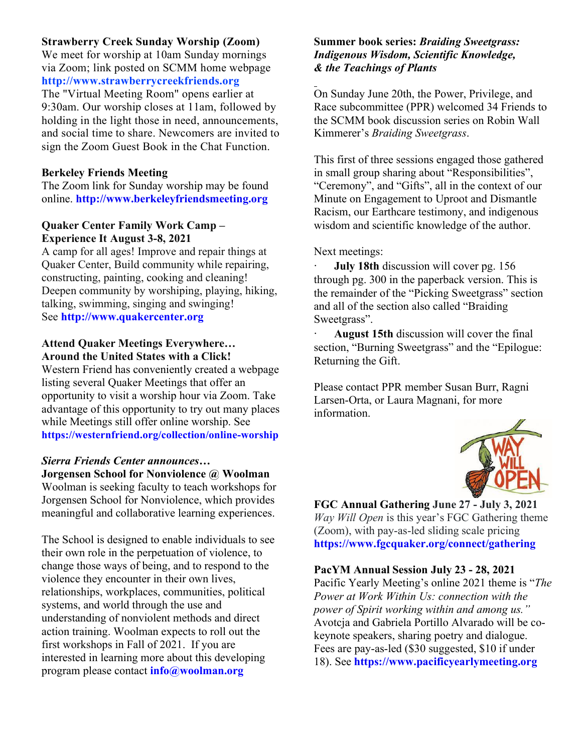**Strawberry Creek Sunday Worship (Zoom)**
We meet for worship at 10am Sunday mornings via Zoom; link posted on SCMM home webpage **http://www.strawberrycreekfriends.org**
The "Virtual Meeting Room" opens earlier at 9:30am. Our worship closes at 11am, followed by holding in the light those in need, announcements, and social time to share. Newcomers are invited to sign the Zoom Guest Book in the Chat Function.

**Berkeley Friends Meeting**
The Zoom link for Sunday worship may be found online. **http://www.berkeleyfriendsmeeting.org**

**Quaker Center Family Work Camp – Experience It August 3-8, 2021**
A camp for all ages! Improve and repair things at Quaker Center, Build community while repairing, constructing, painting, cooking and cleaning! Deepen community by worshiping, playing, hiking, talking, swimming, singing and swinging!
See **http://www.quakercenter.org**

**Attend Quaker Meetings Everywhere… Around the United States with a Click!**
Western Friend has conveniently created a webpage listing several Quaker Meetings that offer an opportunity to visit a worship hour via Zoom. Take advantage of this opportunity to try out many places while Meetings still offer online worship. See **https://westernfriend.org/collection/online-worship**

***Sierra Friends Center announces…***
**Jorgensen School for Nonviolence @ Woolman**
Woolman is seeking faculty to teach workshops for Jorgensen School for Nonviolence, which provides meaningful and collaborative learning experiences.

The School is designed to enable individuals to see their own role in the perpetuation of violence, to change those ways of being, and to respond to the violence they encounter in their own lives, relationships, workplaces, communities, political systems, and world through the use and understanding of nonviolent methods and direct action training. Woolman expects to roll out the first workshops in Fall of 2021. If you are interested in learning more about this developing program please contact **info@woolman.org**

**Summer book series: *Braiding Sweetgrass: Indigenous Wisdom, Scientific Knowledge, & the Teachings of Plants***

On Sunday June 20th, the Power, Privilege, and Race subcommittee (PPR) welcomed 34 Friends to the SCMM book discussion series on Robin Wall Kimmerer's *Braiding Sweetgrass*.

This first of three sessions engaged those gathered in small group sharing about "Responsibilities", "Ceremony", and "Gifts", all in the context of our Minute on Engagement to Uproot and Dismantle Racism, our Earthcare testimony, and indigenous wisdom and scientific knowledge of the author.

Next meetings:

- **July 18th** discussion will cover pg. 156 through pg. 300 in the paperback version. This is the remainder of the "Picking Sweetgrass" section and all of the section also called "Braiding Sweetgrass".
- **August 15th** discussion will cover the final section, "Burning Sweetgrass" and the "Epilogue: Returning the Gift.

Please contact PPR member Susan Burr, Ragni Larsen-Orta, or Laura Magnani, for more information.

**FGC Annual Gathering June 27 - July 3, 2021**
*Way Will Open* is this year's FGC Gathering theme (Zoom), with pay-as-led sliding scale pricing **https://www.fgcquaker.org/connect/gathering**

**PacYM Annual Session July 23 - 28, 2021**
Pacific Yearly Meeting's online 2021 theme is "*The Power at Work Within Us: connection with the power of Spirit working within and among us."* Avotcja and Gabriela Portillo Alvarado will be co-keynote speakers, sharing poetry and dialogue. Fees are pay-as-led ($30 suggested, $10 if under 18). See **https://www.pacificyearlymeeting.org**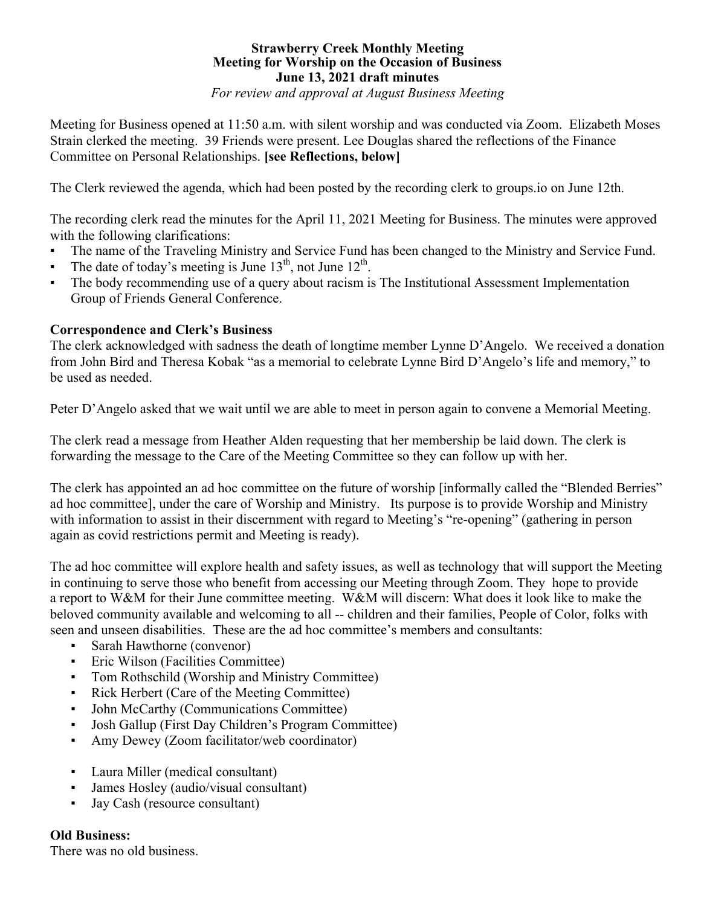**Strawberry Creek Monthly Meeting**
**Meeting for Worship on the Occasion of Business**
**June 13, 2021 draft minutes**
*For review and approval at August Business Meeting*

Meeting for Business opened at 11:50 a.m. with silent worship and was conducted via Zoom. Elizabeth Moses Strain clerked the meeting. 39 Friends were present. Lee Douglas shared the reflections of the Finance Committee on Personal Relationships. **[see Reflections, below]**

The Clerk reviewed the agenda, which had been posted by the recording clerk to groups.io on June 12th.

The recording clerk read the minutes for the April 11, 2021 Meeting for Business. The minutes were approved with the following clarifications:

- The name of the Traveling Ministry and Service Fund has been changed to the Ministry and Service Fund.
- The date of today's meeting is June 13th, not June 12th.
- The body recommending use of a query about racism is The Institutional Assessment Implementation Group of Friends General Conference.

**Correspondence and Clerk's Business**

The clerk acknowledged with sadness the death of longtime member Lynne D'Angelo. We received a donation from John Bird and Theresa Kobak "as a memorial to celebrate Lynne Bird D'Angelo's life and memory," to be used as needed.

Peter D'Angelo asked that we wait until we are able to meet in person again to convene a Memorial Meeting.

The clerk read a message from Heather Alden requesting that her membership be laid down. The clerk is forwarding the message to the Care of the Meeting Committee so they can follow up with her.

The clerk has appointed an ad hoc committee on the future of worship [informally called the "Blended Berries" ad hoc committee], under the care of Worship and Ministry. Its purpose is to provide Worship and Ministry with information to assist in their discernment with regard to Meeting's "re-opening" (gathering in person again as covid restrictions permit and Meeting is ready).

The ad hoc committee will explore health and safety issues, as well as technology that will support the Meeting in continuing to serve those who benefit from accessing our Meeting through Zoom. They hope to provide a report to W&M for their June committee meeting. W&M will discern: What does it look like to make the beloved community available and welcoming to all -- children and their families, People of Color, folks with seen and unseen disabilities. These are the ad hoc committee's members and consultants:

- Sarah Hawthorne (convenor)
- Eric Wilson (Facilities Committee)
- Tom Rothschild (Worship and Ministry Committee)
- Rick Herbert (Care of the Meeting Committee)
- John McCarthy (Communications Committee)
- Josh Gallup (First Day Children's Program Committee)
- Amy Dewey (Zoom facilitator/web coordinator)

- Laura Miller (medical consultant)
- James Hosley (audio/visual consultant)
- Jay Cash (resource consultant)

**Old Business:**

There was no old business.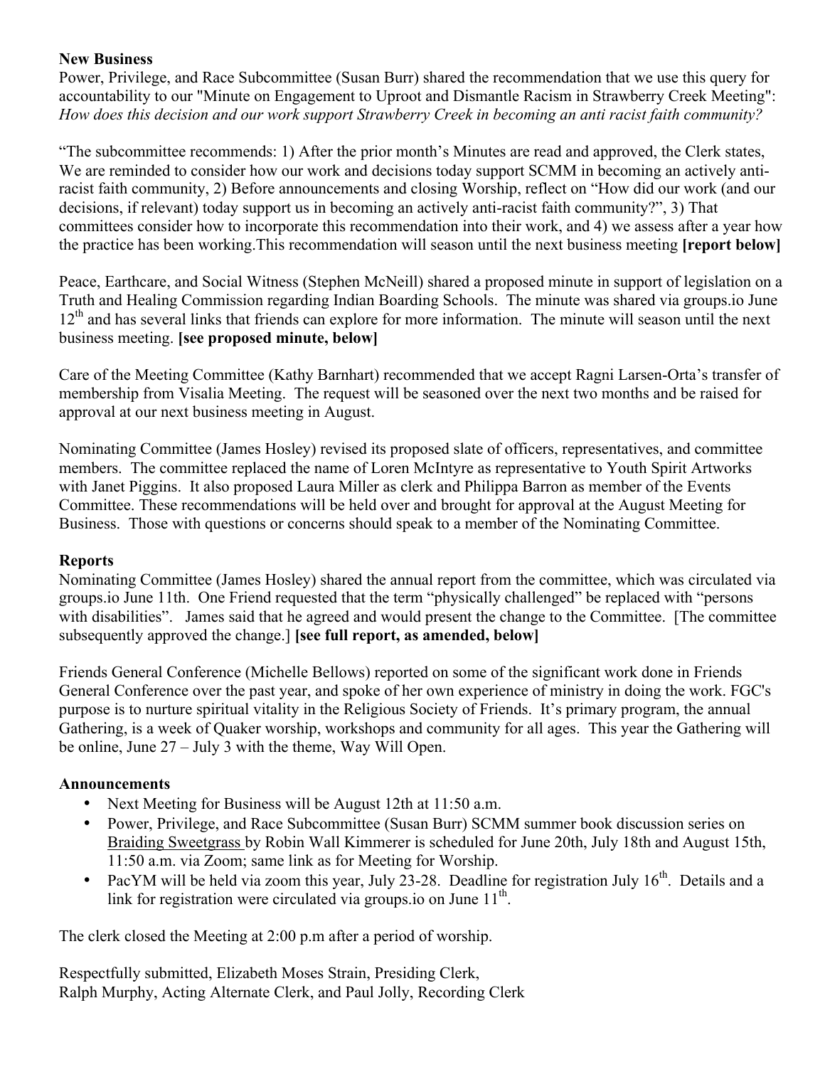### New Business

Power, Privilege, and Race Subcommittee (Susan Burr) shared the recommendation that we use this query for accountability to our "Minute on Engagement to Uproot and Dismantle Racism in Strawberry Creek Meeting": *How does this decision and our work support Strawberry Creek in becoming an anti racist faith community?*

"The subcommittee recommends: 1) After the prior month's Minutes are read and approved, the Clerk states, We are reminded to consider how our work and decisions today support SCMM in becoming an actively anti-racist faith community, 2) Before announcements and closing Worship, reflect on "How did our work (and our decisions, if relevant) today support us in becoming an actively anti-racist faith community?", 3) That committees consider how to incorporate this recommendation into their work, and 4) we assess after a year how the practice has been working.This recommendation will season until the next business meeting **[report below]**

Peace, Earthcare, and Social Witness (Stephen McNeill) shared a proposed minute in support of legislation on a Truth and Healing Commission regarding Indian Boarding Schools. The minute was shared via groups.io June 12th and has several links that friends can explore for more information. The minute will season until the next business meeting. **[see proposed minute, below]**

Care of the Meeting Committee (Kathy Barnhart) recommended that we accept Ragni Larsen-Orta's transfer of membership from Visalia Meeting. The request will be seasoned over the next two months and be raised for approval at our next business meeting in August.

Nominating Committee (James Hosley) revised its proposed slate of officers, representatives, and committee members. The committee replaced the name of Loren McIntyre as representative to Youth Spirit Artworks with Janet Piggins. It also proposed Laura Miller as clerk and Philippa Barron as member of the Events Committee. These recommendations will be held over and brought for approval at the August Meeting for Business. Those with questions or concerns should speak to a member of the Nominating Committee.

### Reports

Nominating Committee (James Hosley) shared the annual report from the committee, which was circulated via groups.io June 11th. One Friend requested that the term "physically challenged" be replaced with "persons with disabilities". James said that he agreed and would present the change to the Committee. [The committee subsequently approved the change.] **[see full report, as amended, below]**

Friends General Conference (Michelle Bellows) reported on some of the significant work done in Friends General Conference over the past year, and spoke of her own experience of ministry in doing the work. FGC's purpose is to nurture spiritual vitality in the Religious Society of Friends. It's primary program, the annual Gathering, is a week of Quaker worship, workshops and community for all ages. This year the Gathering will be online, June 27 – July 3 with the theme, Way Will Open.

### Announcements

- Next Meeting for Business will be August 12th at 11:50 a.m.
- Power, Privilege, and Race Subcommittee (Susan Burr) SCMM summer book discussion series on Braiding Sweetgrass by Robin Wall Kimmerer is scheduled for June 20th, July 18th and August 15th, 11:50 a.m. via Zoom; same link as for Meeting for Worship.
- PacYM will be held via zoom this year, July 23-28. Deadline for registration July 16th. Details and a link for registration were circulated via groups.io on June 11th.

The clerk closed the Meeting at 2:00 p.m after a period of worship.

Respectfully submitted, Elizabeth Moses Strain, Presiding Clerk,
Ralph Murphy, Acting Alternate Clerk, and Paul Jolly, Recording Clerk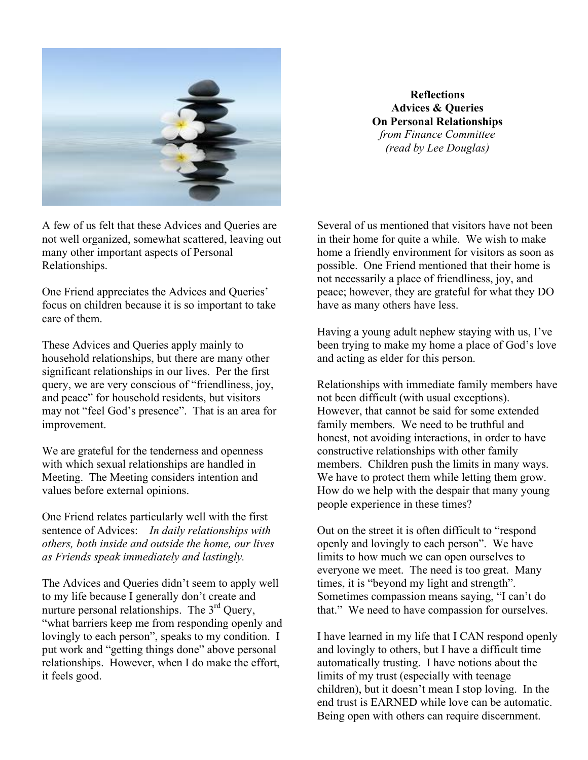**Reflections**
**Advices & Queries**
**On Personal Relationships**
*from Finance Committee*
*(read by Lee Douglas)*

A few of us felt that these Advices and Queries are not well organized, somewhat scattered, leaving out many other important aspects of Personal Relationships.

One Friend appreciates the Advices and Queries' focus on children because it is so important to take care of them.

These Advices and Queries apply mainly to household relationships, but there are many other significant relationships in our lives. Per the first query, we are very conscious of "friendliness, joy, and peace" for household residents, but visitors may not "feel God's presence". That is an area for improvement.

We are grateful for the tenderness and openness with which sexual relationships are handled in Meeting. The Meeting considers intention and values before external opinions.

One Friend relates particularly well with the first sentence of Advices: *In daily relationships with others, both inside and outside the home, our lives as Friends speak immediately and lastingly.*

The Advices and Queries didn't seem to apply well to my life because I generally don't create and nurture personal relationships. The 3rd Query, "what barriers keep me from responding openly and lovingly to each person", speaks to my condition. I put work and "getting things done" above personal relationships. However, when I do make the effort, it feels good.

Several of us mentioned that visitors have not been in their home for quite a while. We wish to make home a friendly environment for visitors as soon as possible. One Friend mentioned that their home is not necessarily a place of friendliness, joy, and peace; however, they are grateful for what they DO have as many others have less.

Having a young adult nephew staying with us, I've been trying to make my home a place of God's love and acting as elder for this person.

Relationships with immediate family members have not been difficult (with usual exceptions). However, that cannot be said for some extended family members. We need to be truthful and honest, not avoiding interactions, in order to have constructive relationships with other family members. Children push the limits in many ways. We have to protect them while letting them grow. How do we help with the despair that many young people experience in these times?

Out on the street it is often difficult to "respond openly and lovingly to each person". We have limits to how much we can open ourselves to everyone we meet. The need is too great. Many times, it is "beyond my light and strength". Sometimes compassion means saying, "I can't do that." We need to have compassion for ourselves.

I have learned in my life that I CAN respond openly and lovingly to others, but I have a difficult time automatically trusting. I have notions about the limits of my trust (especially with teenage children), but it doesn't mean I stop loving. In the end trust is EARNED while love can be automatic. Being open with others can require discernment.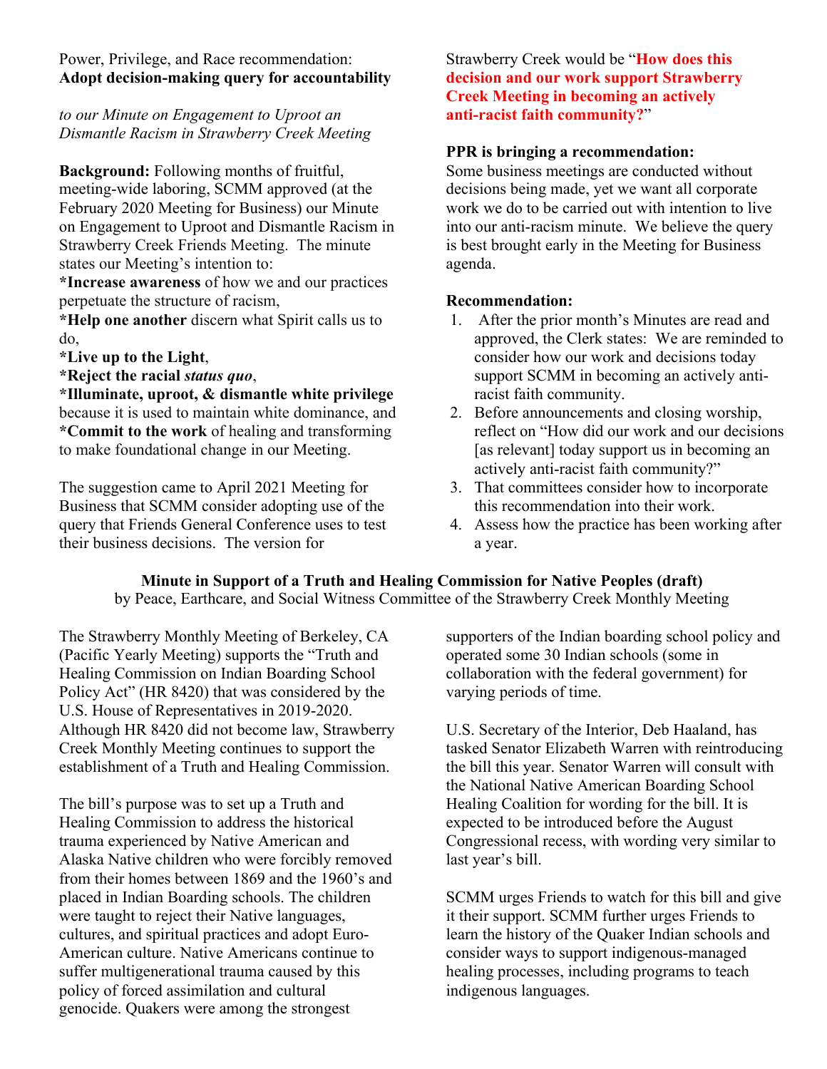Power, Privilege, and Race recommendation:
**Adopt decision-making query for accountability**

*to our Minute on Engagement to Uproot an Dismantle Racism in Strawberry Creek Meeting*

**Background:** Following months of fruitful, meeting-wide laboring, SCMM approved (at the February 2020 Meeting for Business) our Minute on Engagement to Uproot and Dismantle Racism in Strawberry Creek Friends Meeting. The minute states our Meeting's intention to:
***Increase awareness** of how we and our practices perpetuate the structure of racism,
***Help one another** discern what Spirit calls us to do,
***Live up to the Light**,
***Reject the racial *status quo***,
***Illuminate, uproot, & dismantle white privilege** because it is used to maintain white dominance, and
***Commit to the work** of healing and transforming to make foundational change in our Meeting.

The suggestion came to April 2021 Meeting for Business that SCMM consider adopting use of the query that Friends General Conference uses to test their business decisions. The version for Strawberry Creek would be "**How does this decision and our work support Strawberry Creek Meeting in becoming an actively anti-racist faith community?**"

**PPR is bringing a recommendation:**
Some business meetings are conducted without decisions being made, yet we want all corporate work we do to be carried out with intention to live into our anti-racism minute. We believe the query is best brought early in the Meeting for Business agenda.

**Recommendation:**

1. After the prior month's Minutes are read and approved, the Clerk states: We are reminded to consider how our work and decisions today support SCMM in becoming an actively anti-racist faith community.
2. Before announcements and closing worship, reflect on "How did our work and our decisions [as relevant] today support us in becoming an actively anti-racist faith community?"
3. That committees consider how to incorporate this recommendation into their work.
4. Assess how the practice has been working after a year.

**Minute in Support of a Truth and Healing Commission for Native Peoples (draft)**
by Peace, Earthcare, and Social Witness Committee of the Strawberry Creek Monthly Meeting

The Strawberry Monthly Meeting of Berkeley, CA (Pacific Yearly Meeting) supports the "Truth and Healing Commission on Indian Boarding School Policy Act" (HR 8420) that was considered by the U.S. House of Representatives in 2019-2020. Although HR 8420 did not become law, Strawberry Creek Monthly Meeting continues to support the establishment of a Truth and Healing Commission.

The bill's purpose was to set up a Truth and Healing Commission to address the historical trauma experienced by Native American and Alaska Native children who were forcibly removed from their homes between 1869 and the 1960's and placed in Indian Boarding schools. The children were taught to reject their Native languages, cultures, and spiritual practices and adopt Euro-American culture. Native Americans continue to suffer multigenerational trauma caused by this policy of forced assimilation and cultural genocide. Quakers were among the strongest supporters of the Indian boarding school policy and operated some 30 Indian schools (some in collaboration with the federal government) for varying periods of time.

U.S. Secretary of the Interior, Deb Haaland, has tasked Senator Elizabeth Warren with reintroducing the bill this year. Senator Warren will consult with the National Native American Boarding School Healing Coalition for wording for the bill. It is expected to be introduced before the August Congressional recess, with wording very similar to last year's bill.

SCMM urges Friends to watch for this bill and give it their support. SCMM further urges Friends to learn the history of the Quaker Indian schools and consider ways to support indigenous-managed healing processes, including programs to teach indigenous languages.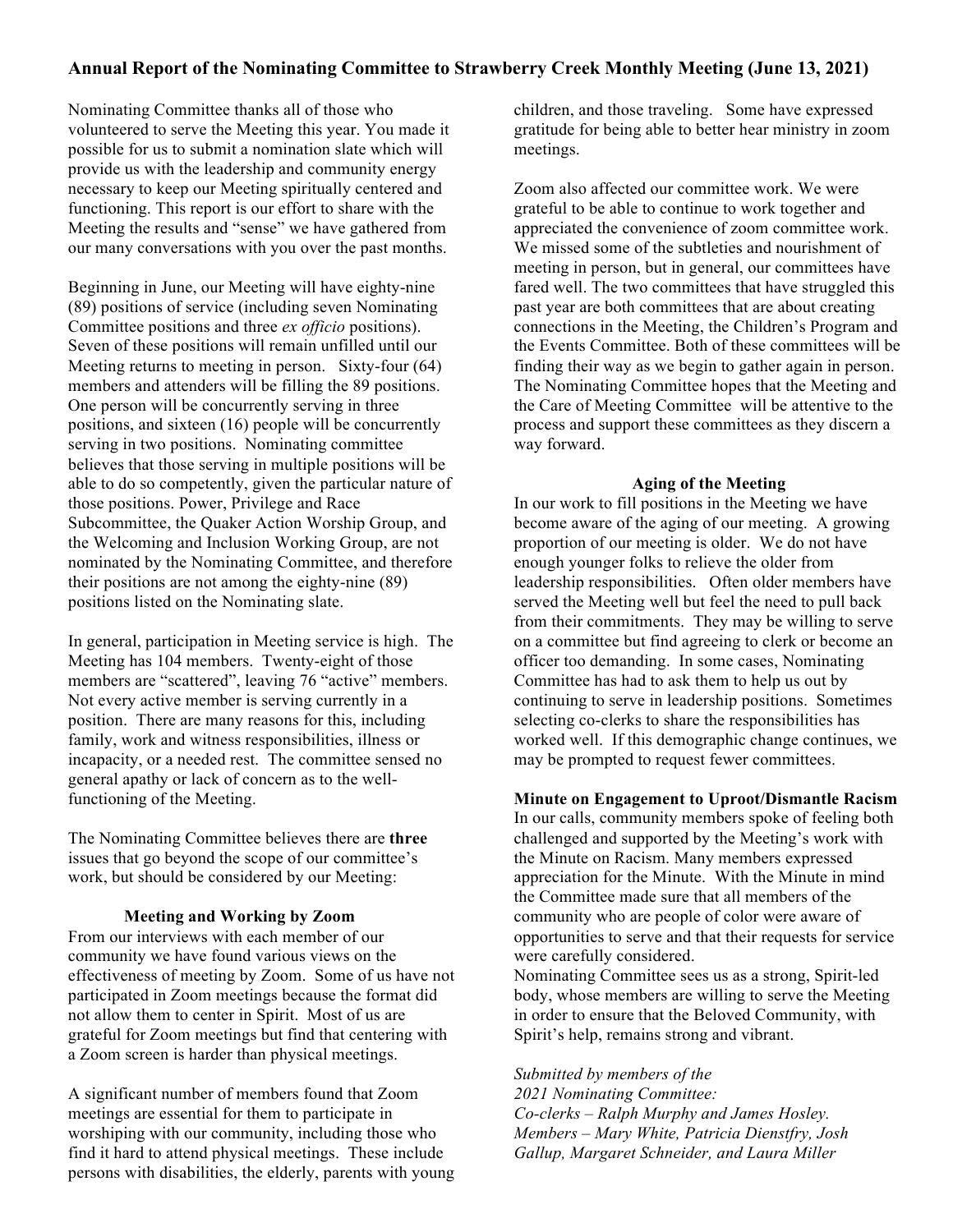## Annual Report of the Nominating Committee to Strawberry Creek Monthly Meeting (June 13, 2021)

Nominating Committee thanks all of those who volunteered to serve the Meeting this year. You made it possible for us to submit a nomination slate which will provide us with the leadership and community energy necessary to keep our Meeting spiritually centered and functioning. This report is our effort to share with the Meeting the results and "sense" we have gathered from our many conversations with you over the past months.

Beginning in June, our Meeting will have eighty-nine (89) positions of service (including seven Nominating Committee positions and three *ex officio* positions). Seven of these positions will remain unfilled until our Meeting returns to meeting in person. Sixty-four (64) members and attenders will be filling the 89 positions. One person will be concurrently serving in three positions, and sixteen (16) people will be concurrently serving in two positions. Nominating committee believes that those serving in multiple positions will be able to do so competently, given the particular nature of those positions. Power, Privilege and Race Subcommittee, the Quaker Action Worship Group, and the Welcoming and Inclusion Working Group, are not nominated by the Nominating Committee, and therefore their positions are not among the eighty-nine (89) positions listed on the Nominating slate.

In general, participation in Meeting service is high. The Meeting has 104 members. Twenty-eight of those members are "scattered", leaving 76 "active" members. Not every active member is serving currently in a position. There are many reasons for this, including family, work and witness responsibilities, illness or incapacity, or a needed rest. The committee sensed no general apathy or lack of concern as to the well-functioning of the Meeting.

The Nominating Committee believes there are **three** issues that go beyond the scope of our committee's work, but should be considered by our Meeting:

**Meeting and Working by Zoom**

From our interviews with each member of our community we have found various views on the effectiveness of meeting by Zoom. Some of us have not participated in Zoom meetings because the format did not allow them to center in Spirit. Most of us are grateful for Zoom meetings but find that centering with a Zoom screen is harder than physical meetings.

A significant number of members found that Zoom meetings are essential for them to participate in worshiping with our community, including those who find it hard to attend physical meetings. These include persons with disabilities, the elderly, parents with young children, and those traveling. Some have expressed gratitude for being able to better hear ministry in zoom meetings.

Zoom also affected our committee work. We were grateful to be able to continue to work together and appreciated the convenience of zoom committee work. We missed some of the subtleties and nourishment of meeting in person, but in general, our committees have fared well. The two committees that have struggled this past year are both committees that are about creating connections in the Meeting, the Children's Program and the Events Committee. Both of these committees will be finding their way as we begin to gather again in person. The Nominating Committee hopes that the Meeting and the Care of Meeting Committee will be attentive to the process and support these committees as they discern a way forward.

**Aging of the Meeting**

In our work to fill positions in the Meeting we have become aware of the aging of our meeting. A growing proportion of our meeting is older. We do not have enough younger folks to relieve the older from leadership responsibilities. Often older members have served the Meeting well but feel the need to pull back from their commitments. They may be willing to serve on a committee but find agreeing to clerk or become an officer too demanding. In some cases, Nominating Committee has had to ask them to help us out by continuing to serve in leadership positions. Sometimes selecting co-clerks to share the responsibilities has worked well. If this demographic change continues, we may be prompted to request fewer committees.

**Minute on Engagement to Uproot/Dismantle Racism**

In our calls, community members spoke of feeling both challenged and supported by the Meeting's work with the Minute on Racism. Many members expressed appreciation for the Minute. With the Minute in mind the Committee made sure that all members of the community who are people of color were aware of opportunities to serve and that their requests for service were carefully considered.

Nominating Committee sees us as a strong, Spirit-led body, whose members are willing to serve the Meeting in order to ensure that the Beloved Community, with Spirit's help, remains strong and vibrant.

*Submitted by members of the*
*2021 Nominating Committee:*
*Co-clerks – Ralph Murphy and James Hosley.*
*Members – Mary White, Patricia Dienstfry, Josh Gallup, Margaret Schneider, and Laura Miller*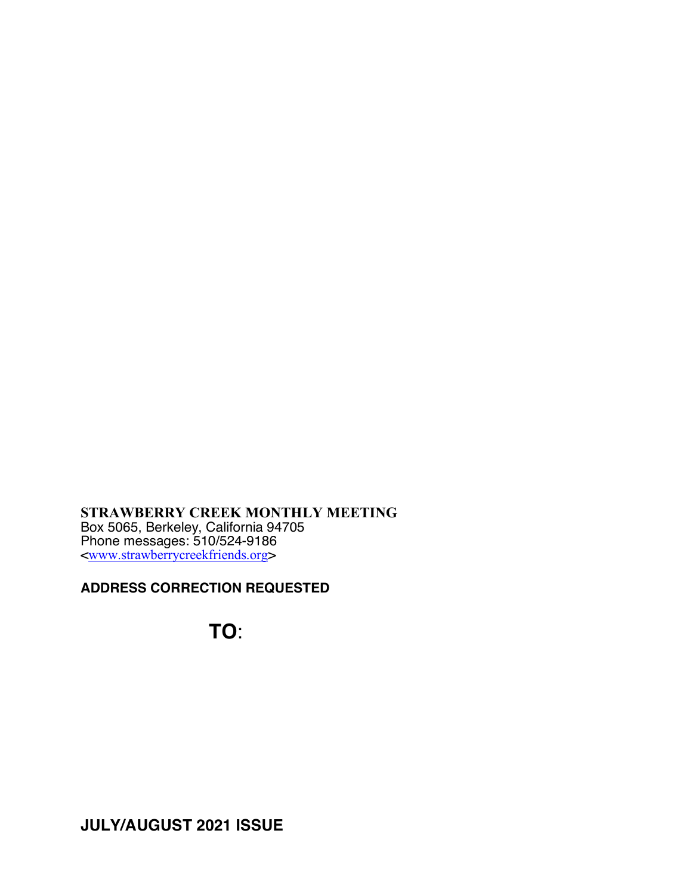**STRAWBERRY CREEK MONTHLY MEETING**
Box 5065, Berkeley, California 94705
Phone messages: 510/524-9186
<www.strawberrycreekfriends.org>

**ADDRESS CORRECTION REQUESTED**

**TO**:

**JULY/AUGUST 2021 ISSUE**